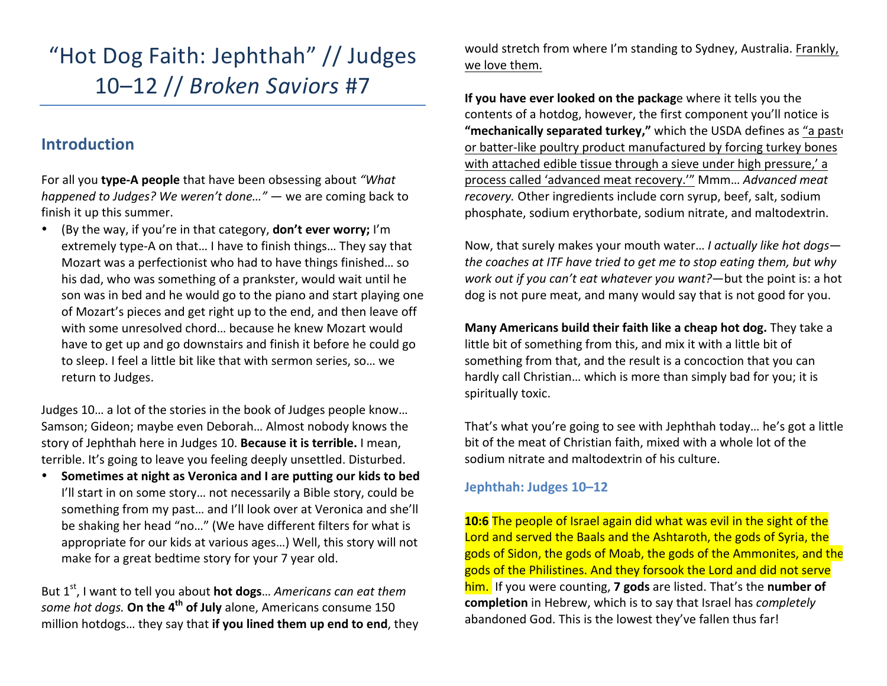# "Hot Dog Faith: Jephthah" // Judges 10–12 // *Broken Saviors* #7

## Introduction

For all you **type-A people** that have been obsessing about *"What happened to Judges? We weren't done…"* — we are coming back to finish it up this summer.

- (By the way, if you're in that category, **don't ever worry;** I'm extremely type-A on that… I have to finish things… They say that Mozart was a perfectionist who had to have things finished… so his dad, who was something of a prankster, would wait until he son was in bed and he would go to the piano and start playing one of Mozart's pieces and get right up to the end, and then leave off with some unresolved chord… because he knew Mozart would have to get up and go downstairs and finish it before he could go to sleep. I feel a little bit like that with sermon series, so… we return to Judges.

Judges 10… a lot of the stories in the book of Judges people know… Samson; Gideon; maybe even Deborah… Almost nobody knows the story of Jephthah here in Judges 10. **Because it is terrible.** I mean, terrible. It's going to leave you feeling deeply unsettled. Disturbed.

- **Sometimes at night as Veronica and I are putting our kids to bed** I'll start in on some story… not necessarily a Bible story, could be something from my past… and I'll look over at Veronica and she'll be shaking her head "no…" (We have different filters for what is appropriate for our kids at various ages…) Well, this story will not make for a great bedtime story for your 7 year old.

But 1st, I want to tell you about **hot dogs**… *Americans can eat them some hot dogs.* **On the 4th of July** alone, Americans consume 150 million hotdogs… they say that **if you lined them up end to end**, they would stretch from where I'm standing to Sydney, Australia. Frankly, we love them.

**If you have ever looked on the packag**e where it tells you the contents of a hotdog, however, the first component you'll notice is **"mechanically separated turkey,"** which the USDA defines as "a paste or batter-like poultry product manufactured by forcing turkey bones with attached edible tissue through a sieve under high pressure,' a process called 'advanced meat recovery.'" Mmm… *Advanced meat recovery.* Other ingredients include corn syrup, beef, salt, sodium phosphate, sodium erythorbate, sodium nitrate, and maltodextrin.

Now, that surely makes your mouth water… *I actually like hot dogs—the coaches at ITF have tried to get me to stop eating them, but why work out if you can't eat whatever you want?*—but the point is: a hot dog is not pure meat, and many would say that is not good for you.

**Many Americans build their faith like a cheap hot dog.** They take a little bit of something from this, and mix it with a little bit of something from that, and the result is a concoction that you can hardly call Christian… which is more than simply bad for you; it is spiritually toxic.

That's what you're going to see with Jephthah today… he's got a little bit of the meat of Christian faith, mixed with a whole lot of the sodium nitrate and maltodextrin of his culture.

### Jephthah: Judges 10–12

**10:6** The people of Israel again did what was evil in the sight of the Lord and served the Baals and the Ashtaroth, the gods of Syria, the gods of Sidon, the gods of Moab, the gods of the Ammonites, and the gods of the Philistines. And they forsook the Lord and did not serve him. If you were counting, **7 gods** are listed. That's the **number of completion** in Hebrew, which is to say that Israel has *completely* abandoned God. This is the lowest they've fallen thus far!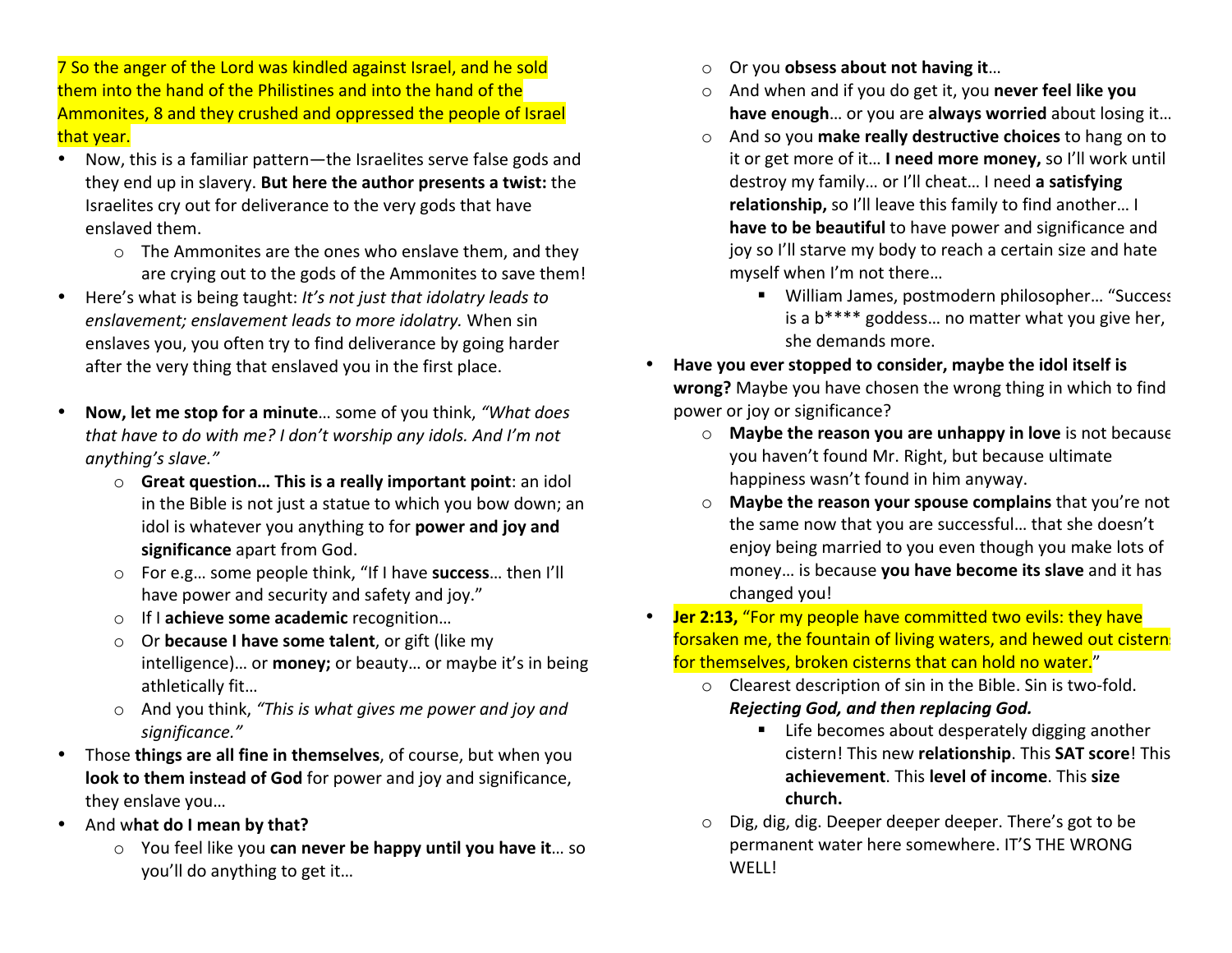7 So the anger of the Lord was kindled against Israel, and he sold them into the hand of the Philistines and into the hand of the Ammonites, 8 and they crushed and oppressed the people of Israel that year.

- Now, this is a familiar pattern—the Israelites serve false gods and they end up in slavery. **But here the author presents a twist:** the Israelites cry out for deliverance to the very gods that have enslaved them.
  - The Ammonites are the ones who enslave them, and they are crying out to the gods of the Ammonites to save them!
- Here's what is being taught: *It's not just that idolatry leads to enslavement; enslavement leads to more idolatry.* When sin enslaves you, you often try to find deliverance by going harder after the very thing that enslaved you in the first place.

- **Now, let me stop for a minute**… some of you think, *"What does that have to do with me? I don't worship any idols. And I'm not anything's slave."*
  - **Great question… This is a really important point**: an idol in the Bible is not just a statue to which you bow down; an idol is whatever you anything to for **power and joy and significance** apart from God.
  - For e.g… some people think, "If I have **success**… then I'll have power and security and safety and joy."
  - If I **achieve some academic** recognition…
  - Or **because I have some talent**, or gift (like my intelligence)… or **money;** or beauty… or maybe it's in being athletically fit…
  - And you think, *"This is what gives me power and joy and significance."*
- Those **things are all fine in themselves**, of course, but when you **look to them instead of God** for power and joy and significance, they enslave you…
- And w**hat do I mean by that?**
  - You feel like you **can never be happy until you have it**… so you'll do anything to get it…
  - Or you **obsess about not having it**…
  - And when and if you do get it, you **never feel like you have enough**… or you are **always worried** about losing it…
  - And so you **make really destructive choices** to hang on to it or get more of it… **I need more money,** so I'll work until destroy my family… or I'll cheat… I need **a satisfying relationship,** so I'll leave this family to find another… I **have to be beautiful** to have power and significance and joy so I'll starve my body to reach a certain size and hate myself when I'm not there…
    - William James, postmodern philosopher… "Success is a b**** goddess… no matter what you give her, she demands more.
- **Have you ever stopped to consider, maybe the idol itself is wrong?** Maybe you have chosen the wrong thing in which to find power or joy or significance?
  - **Maybe the reason you are unhappy in love** is not because you haven't found Mr. Right, but because ultimate happiness wasn't found in him anyway.
  - **Maybe the reason your spouse complains** that you're not the same now that you are successful… that she doesn't enjoy being married to you even though you make lots of money… is because **you have become its slave** and it has changed you!
- **Jer 2:13,** "For my people have committed two evils: they have forsaken me, the fountain of living waters, and hewed out cisterns for themselves, broken cisterns that can hold no water."
  - Clearest description of sin in the Bible. Sin is two-fold. ***Rejecting God, and then replacing God.***
    - Life becomes about desperately digging another cistern! This new **relationship**. This **SAT score**! This **achievement**. This **level of income**. This **size church.**
  - Dig, dig, dig. Deeper deeper deeper. There's got to be permanent water here somewhere. IT'S THE WRONG WELL!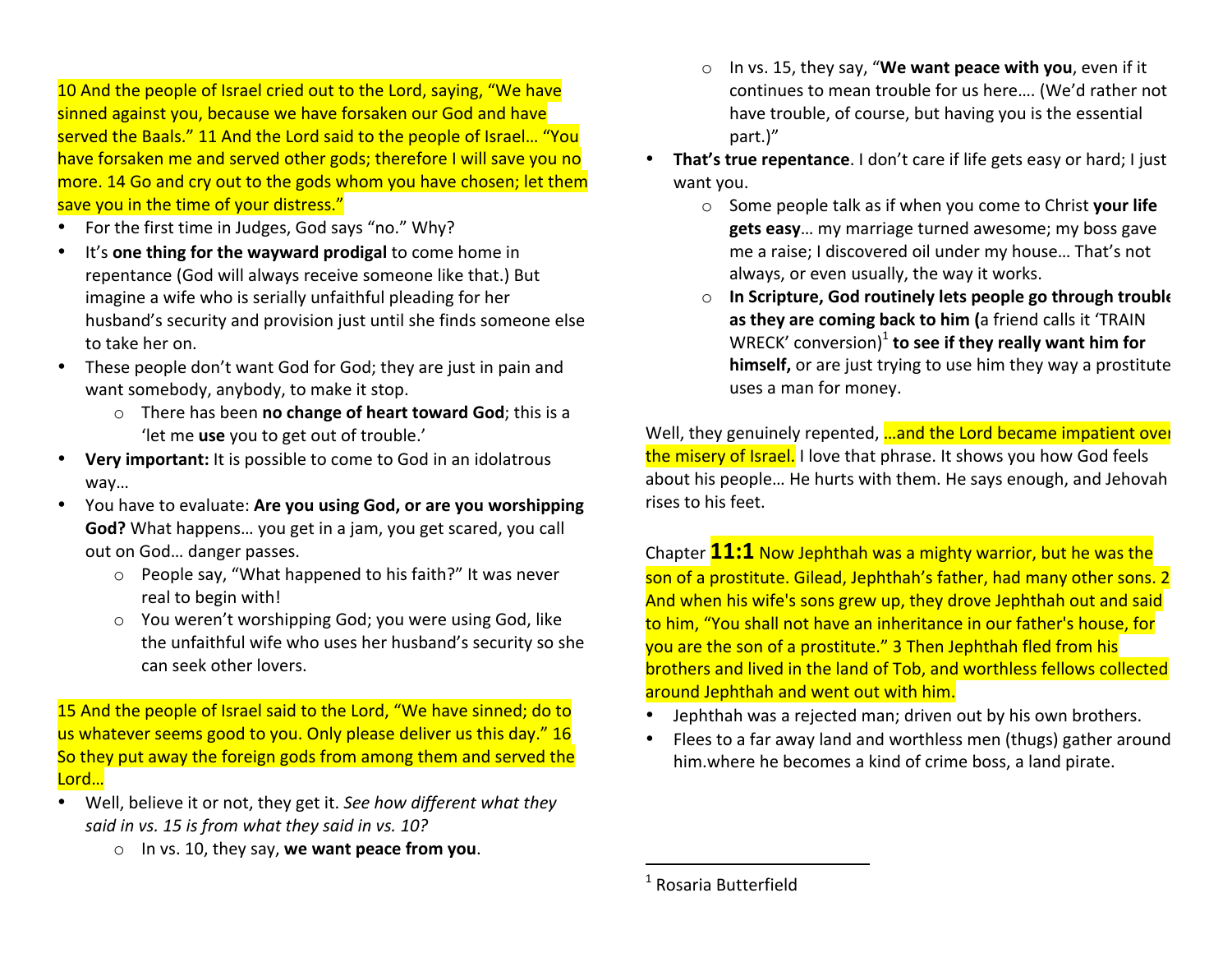10 And the people of Israel cried out to the Lord, saying, "We have sinned against you, because we have forsaken our God and have served the Baals." 11 And the Lord said to the people of Israel… "You have forsaken me and served other gods; therefore I will save you no more. 14 Go and cry out to the gods whom you have chosen; let them save you in the time of your distress."

- For the first time in Judges, God says "no." Why?
- It's **one thing for the wayward prodigal** to come home in repentance (God will always receive someone like that.) But imagine a wife who is serially unfaithful pleading for her husband's security and provision just until she finds someone else to take her on.
- These people don't want God for God; they are just in pain and want somebody, anybody, to make it stop.
  - There has been **no change of heart toward God**; this is a 'let me **use** you to get out of trouble.'
- **Very important:** It is possible to come to God in an idolatrous way…
- You have to evaluate: **Are you using God, or are you worshipping God?** What happens… you get in a jam, you get scared, you call out on God… danger passes.
  - People say, "What happened to his faith?" It was never real to begin with!
  - You weren't worshipping God; you were using God, like the unfaithful wife who uses her husband's security so she can seek other lovers.

15 And the people of Israel said to the Lord, "We have sinned; do to us whatever seems good to you. Only please deliver us this day." 16 So they put away the foreign gods from among them and served the Lord…

- Well, believe it or not, they get it. *See how different what they said in vs. 15 is from what they said in vs. 10?*
  - In vs. 10, they say, **we want peace from you**.
  - In vs. 15, they say, "**We want peace with you**, even if it continues to mean trouble for us here…. (We'd rather not have trouble, of course, but having you is the essential part.)"
- **That's true repentance**. I don't care if life gets easy or hard; I just want you.
  - Some people talk as if when you come to Christ **your life gets easy**… my marriage turned awesome; my boss gave me a raise; I discovered oil under my house… That's not always, or even usually, the way it works.
  - **In Scripture, God routinely lets people go through trouble as they are coming back to him (**a friend calls it 'TRAIN WRECK' conversion)[1] **to see if they really want him for himself,** or are just trying to use him they way a prostitute uses a man for money.

Well, they genuinely repented, …and the Lord became impatient over the misery of Israel. I love that phrase. It shows you how God feels about his people… He hurts with them. He says enough, and Jehovah rises to his feet.

Chapter **11:1** Now Jephthah was a mighty warrior, but he was the son of a prostitute. Gilead, Jephthah's father, had many other sons. 2 And when his wife's sons grew up, they drove Jephthah out and said to him, "You shall not have an inheritance in our father's house, for you are the son of a prostitute." 3 Then Jephthah fled from his brothers and lived in the land of Tob, and worthless fellows collected around Jephthah and went out with him.

- Jephthah was a rejected man; driven out by his own brothers.
- Flees to a far away land and worthless men (thugs) gather around him.where he becomes a kind of crime boss, a land pirate.

[1] Rosaria Butterfield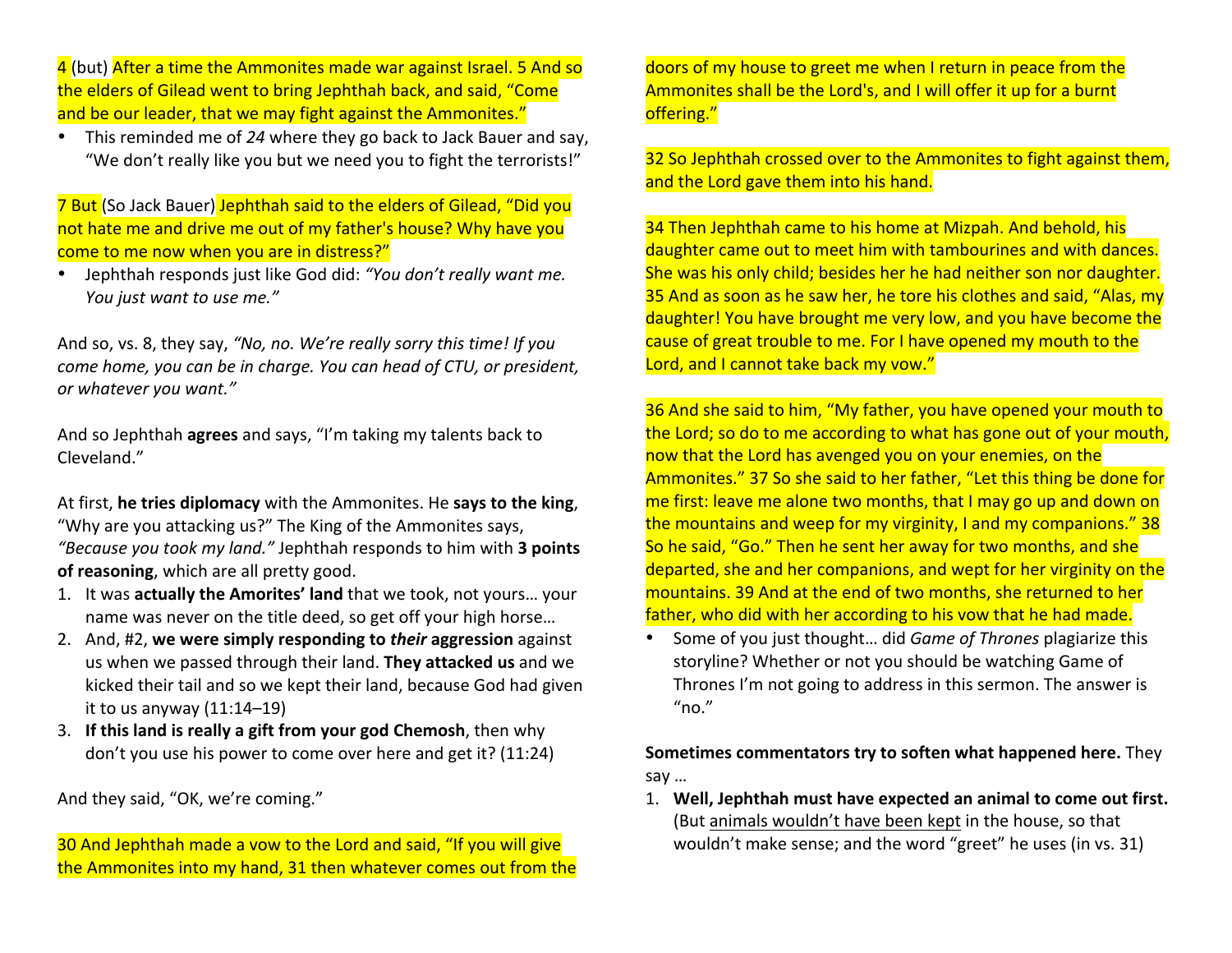4 (but) After a time the Ammonites made war against Israel. 5 And so the elders of Gilead went to bring Jephthah back, and said, "Come and be our leader, that we may fight against the Ammonites."

- This reminded me of *24* where they go back to Jack Bauer and say, "We don't really like you but we need you to fight the terrorists!"

7 But (So Jack Bauer) Jephthah said to the elders of Gilead, "Did you not hate me and drive me out of my father's house? Why have you come to me now when you are in distress?"

- Jephthah responds just like God did: *"You don't really want me. You just want to use me."*

And so, vs. 8, they say, *"No, no. We're really sorry this time! If you come home, you can be in charge. You can head of CTU, or president, or whatever you want."*

And so Jephthah **agrees** and says, "I'm taking my talents back to Cleveland."

At first, **he tries diplomacy** with the Ammonites. He **says to the king**, "Why are you attacking us?" The King of the Ammonites says, *"Because you took my land."* Jephthah responds to him with **3 points of reasoning**, which are all pretty good.

1. It was **actually the Amorites' land** that we took, not yours… your name was never on the title deed, so get off your high horse…
2. And, #2, **we were simply responding to *their* aggression** against us when we passed through their land. **They attacked us** and we kicked their tail and so we kept their land, because God had given it to us anyway (11:14–19)
3. **If this land is really a gift from your god Chemosh**, then why don't you use his power to come over here and get it? (11:24)

And they said, "OK, we're coming."

30 And Jephthah made a vow to the Lord and said, "If you will give the Ammonites into my hand, 31 then whatever comes out from the doors of my house to greet me when I return in peace from the Ammonites shall be the Lord's, and I will offer it up for a burnt offering."

32 So Jephthah crossed over to the Ammonites to fight against them, and the Lord gave them into his hand.

34 Then Jephthah came to his home at Mizpah. And behold, his daughter came out to meet him with tambourines and with dances. She was his only child; besides her he had neither son nor daughter. 35 And as soon as he saw her, he tore his clothes and said, "Alas, my daughter! You have brought me very low, and you have become the cause of great trouble to me. For I have opened my mouth to the Lord, and I cannot take back my vow."

36 And she said to him, "My father, you have opened your mouth to the Lord; so do to me according to what has gone out of your mouth, now that the Lord has avenged you on your enemies, on the Ammonites." 37 So she said to her father, "Let this thing be done for me first: leave me alone two months, that I may go up and down on the mountains and weep for my virginity, I and my companions." 38 So he said, "Go." Then he sent her away for two months, and she departed, she and her companions, and wept for her virginity on the mountains. 39 And at the end of two months, she returned to her father, who did with her according to his vow that he had made.

- Some of you just thought… did *Game of Thrones* plagiarize this storyline? Whether or not you should be watching Game of Thrones I'm not going to address in this sermon. The answer is "no."

**Sometimes commentators try to soften what happened here.** They say …

1. **Well, Jephthah must have expected an animal to come out first.** (But <u>animals wouldn't have been kept</u> in the house, so that wouldn't make sense; and the word "greet" he uses (in vs. 31)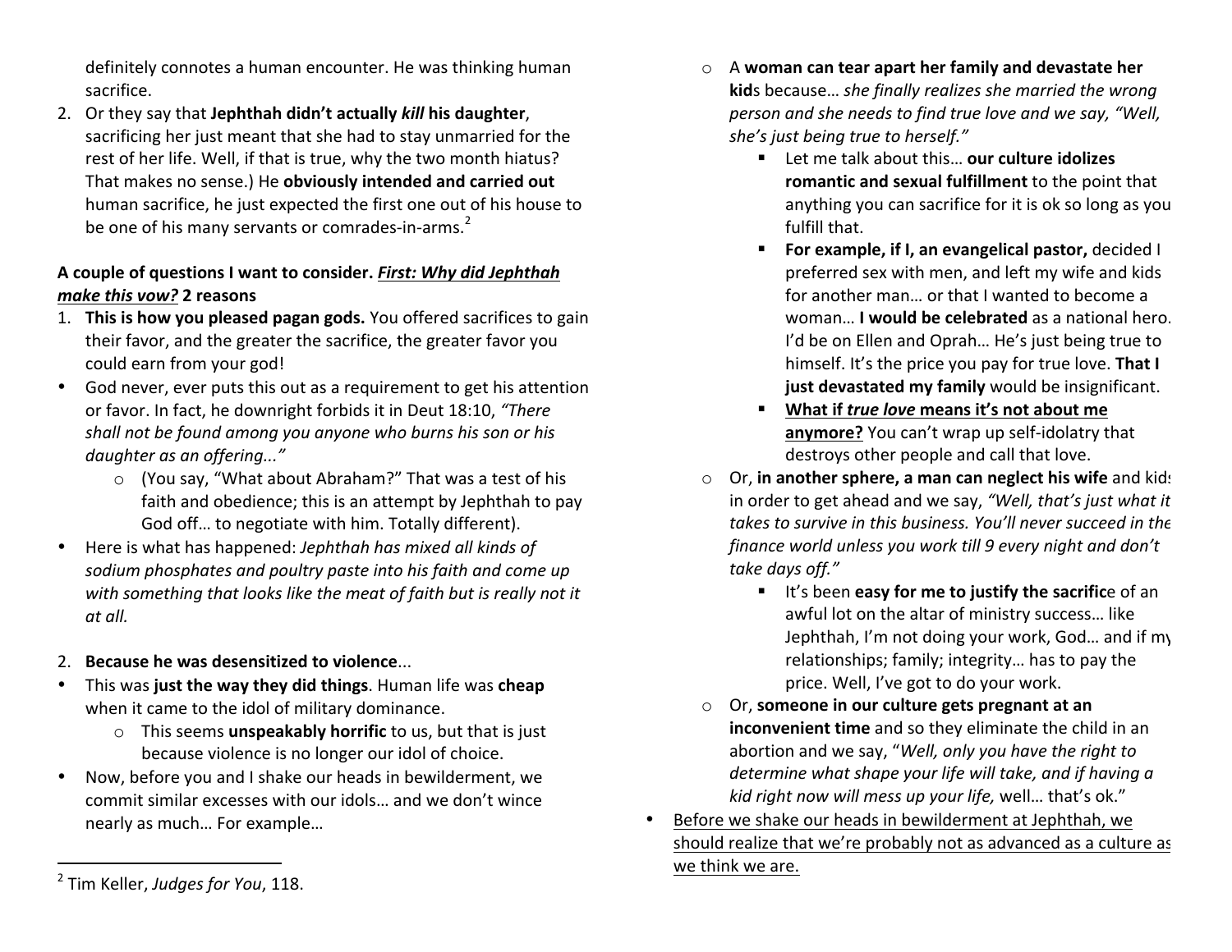definitely connotes a human encounter. He was thinking human sacrifice.

2. Or they say that **Jephthah didn't actually *kill* his daughter**, sacrificing her just meant that she had to stay unmarried for the rest of her life. Well, if that is true, why the two month hiatus? That makes no sense.) He **obviously intended and carried out** human sacrifice, he just expected the first one out of his house to be one of his many servants or comrades-in-arms.[2]

**A couple of questions I want to consider. *<u>First: Why did Jephthah make this vow?</u>* 2 reasons**

1. **This is how you pleased pagan gods.** You offered sacrifices to gain their favor, and the greater the sacrifice, the greater favor you could earn from your god!

- God never, ever puts this out as a requirement to get his attention or favor. In fact, he downright forbids it in Deut 18:10, *"There shall not be found among you anyone who burns his son or his daughter as an offering..."*
    - (You say, "What about Abraham?" That was a test of his faith and obedience; this is an attempt by Jephthah to pay God off… to negotiate with him. Totally different).
- Here is what has happened: *Jephthah has mixed all kinds of sodium phosphates and poultry paste into his faith and come up with something that looks like the meat of faith but is really not it at all.*

2. **Because he was desensitized to violence**...

- This was **just the way they did things**. Human life was **cheap** when it came to the idol of military dominance.
    - This seems **unspeakably horrific** to us, but that is just because violence is no longer our idol of choice.
- Now, before you and I shake our heads in bewilderment, we commit similar excesses with our idols… and we don't wince nearly as much… For example…
    - A **woman can tear apart her family and devastate her kid**s because… *she finally realizes she married the wrong person and she needs to find true love and we say, "Well, she's just being true to herself."*
        - Let me talk about this… **our culture idolizes romantic and sexual fulfillment** to the point that anything you can sacrifice for it is ok so long as you fulfill that.
        - **For example, if I, an evangelical pastor,** decided I preferred sex with men, and left my wife and kids for another man… or that I wanted to become a woman… **I would be celebrated** as a national hero. I'd be on Ellen and Oprah… He's just being true to himself. It's the price you pay for true love. **That I just devastated my family** would be insignificant.
        - **<u>What if *true love* means it's not about me anymore?</u>** You can't wrap up self-idolatry that destroys other people and call that love.
    - Or, **in another sphere, a man can neglect his wife** and kids in order to get ahead and we say, *"Well, that's just what it takes to survive in this business. You'll never succeed in the finance world unless you work till 9 every night and don't take days off."*
        - It's been **easy for me to justify the sacrific**e of an awful lot on the altar of ministry success… like Jephthah, I'm not doing your work, God… and if my relationships; family; integrity… has to pay the price. Well, I've got to do your work.
    - Or, **someone in our culture gets pregnant at an inconvenient time** and so they eliminate the child in an abortion and we say, "*Well, only you have the right to determine what shape your life will take, and if having a kid right now will mess up your life,* well… that's ok."
- <u>Before we shake our heads in bewilderment at Jephthah, we should realize that we're probably not as advanced as a culture as we think we are.</u>

[2] Tim Keller, *Judges for You*, 118.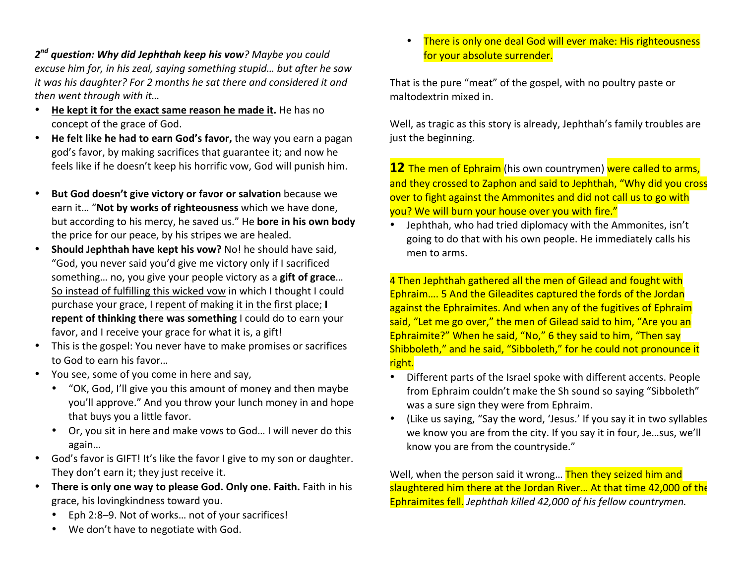***2nd question: Why did Jephthah keep his vow****? Maybe you could excuse him for, in his zeal, saying something stupid… but after he saw it was his daughter? For 2 months he sat there and considered it and then went through with it…*

- **He kept it for the exact same reason he made it.** He has no concept of the grace of God.
- **He felt like he had to earn God's favor,** the way you earn a pagan god's favor, by making sacrifices that guarantee it; and now he feels like if he doesn't keep his horrific vow, God will punish him.
- **But God doesn't give victory or favor or salvation** because we earn it… "**Not by works of righteousness** which we have done, but according to his mercy, he saved us." He **bore in his own body** the price for our peace, by his stripes we are healed.
- **Should Jephthah have kept his vow?** No! he should have said, "God, you never said you'd give me victory only if I sacrificed something… no, you give your people victory as a **gift of grace**… So instead of fulfilling this wicked vow in which I thought I could purchase your grace, I repent of making it in the first place; **I repent of thinking there was something** I could do to earn your favor, and I receive your grace for what it is, a gift!
- This is the gospel: You never have to make promises or sacrifices to God to earn his favor…
- You see, some of you come in here and say,
  - "OK, God, I'll give you this amount of money and then maybe you'll approve." And you throw your lunch money in and hope that buys you a little favor.
  - Or, you sit in here and make vows to God… I will never do this again…
- God's favor is GIFT! It's like the favor I give to my son or daughter. They don't earn it; they just receive it.
- **There is only one way to please God. Only one. Faith.** Faith in his grace, his lovingkindness toward you.
  - Eph 2:8–9. Not of works… not of your sacrifices!
  - We don't have to negotiate with God.
  - There is only one deal God will ever make: His righteousness for your absolute surrender.

That is the pure "meat" of the gospel, with no poultry paste or maltodextrin mixed in.

Well, as tragic as this story is already, Jephthah's family troubles are just the beginning.

**12** The men of Ephraim (his own countrymen) were called to arms, and they crossed to Zaphon and said to Jephthah, "Why did you cross over to fight against the Ammonites and did not call us to go with you? We will burn your house over you with fire."

- Jephthah, who had tried diplomacy with the Ammonites, isn't going to do that with his own people. He immediately calls his men to arms.

4 Then Jephthah gathered all the men of Gilead and fought with Ephraim…. 5 And the Gileadites captured the fords of the Jordan against the Ephraimites. And when any of the fugitives of Ephraim said, "Let me go over," the men of Gilead said to him, "Are you an Ephraimite?" When he said, "No," 6 they said to him, "Then say Shibboleth," and he said, "Sibboleth," for he could not pronounce it right.

- Different parts of the Israel spoke with different accents. People from Ephraim couldn't make the Sh sound so saying "Sibboleth" was a sure sign they were from Ephraim.
- (Like us saying, "Say the word, 'Jesus.' If you say it in two syllables we know you are from the city. If you say it in four, Je…sus, we'll know you are from the countryside."

Well, when the person said it wrong… Then they seized him and slaughtered him there at the Jordan River… At that time 42,000 of the Ephraimites fell. *Jephthah killed 42,000 of his fellow countrymen.*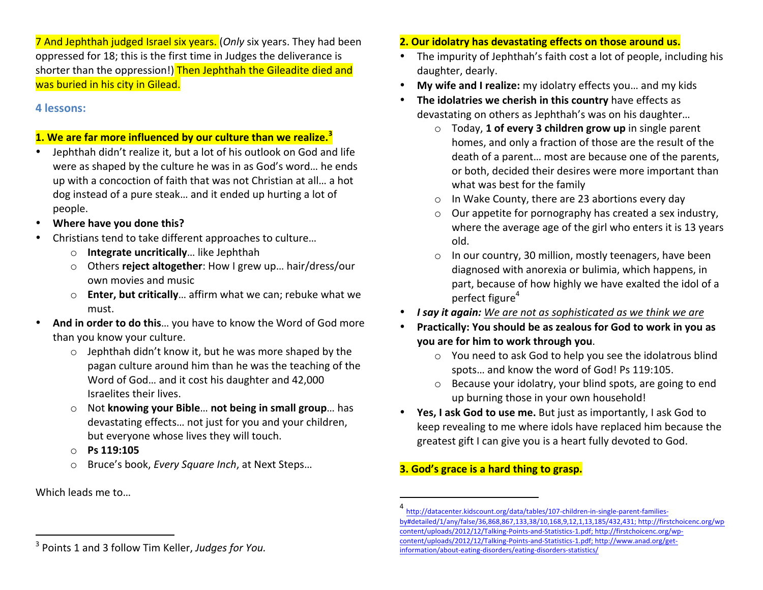7 And Jephthah judged Israel six years. (*Only* six years. They had been oppressed for 18; this is the first time in Judges the deliverance is shorter than the oppression!) Then Jephthah the Gileadite died and was buried in his city in Gilead.

### 4 lessons:

**1. We are far more influenced by our culture than we realize.[3]**

- Jephthah didn't realize it, but a lot of his outlook on God and life were as shaped by the culture he was in as God's word… he ends up with a concoction of faith that was not Christian at all… a hot dog instead of a pure steak… and it ended up hurting a lot of people.
- **Where have you done this?**
- Christians tend to take different approaches to culture…
  - **Integrate uncritically**… like Jephthah
  - Others **reject altogether**: How I grew up… hair/dress/our own movies and music
  - **Enter, but critically**… affirm what we can; rebuke what we must.
- **And in order to do this**… you have to know the Word of God more than you know your culture.
  - Jephthah didn't know it, but he was more shaped by the pagan culture around him than he was the teaching of the Word of God… and it cost his daughter and 42,000 Israelites their lives.
  - Not **knowing your Bible**… **not being in small group**… has devastating effects… not just for you and your children, but everyone whose lives they will touch.
  - **Ps 119:105**
  - Bruce's book, *Every Square Inch*, at Next Steps…

Which leads me to…

**2. Our idolatry has devastating effects on those around us.**

- The impurity of Jephthah's faith cost a lot of people, including his daughter, dearly.
- **My wife and I realize:** my idolatry effects you… and my kids
- **The idolatries we cherish in this country** have effects as devastating on others as Jephthah's was on his daughter…
  - Today, **1 of every 3 children grow up** in single parent homes, and only a fraction of those are the result of the death of a parent… most are because one of the parents, or both, decided their desires were more important than what was best for the family
  - In Wake County, there are 23 abortions every day
  - Our appetite for pornography has created a sex industry, where the average age of the girl who enters it is 13 years old.
  - In our country, 30 million, mostly teenagers, have been diagnosed with anorexia or bulimia, which happens, in part, because of how highly we have exalted the idol of a perfect figure[4]
- ***I say it again:*** *We are not as sophisticated as we think we are*
- **Practically: You should be as zealous for God to work in you as you are for him to work through you**.
  - You need to ask God to help you see the idolatrous blind spots… and know the word of God! Ps 119:105.
  - Because your idolatry, your blind spots, are going to end up burning those in your own household!
- **Yes, I ask God to use me.** But just as importantly, I ask God to keep revealing to me where idols have replaced him because the greatest gift I can give you is a heart fully devoted to God.

**3. God's grace is a hard thing to grasp.**

---

[3] Points 1 and 3 follow Tim Keller, *Judges for You.*

[4] http://datacenter.kidscount.org/data/tables/107-children-in-single-parent-families-by#detailed/1/any/false/36,868,867,133,38/10,168,9,12,1,13,185/432,431; http://firstchoicenc.org/wp-content/uploads/2012/12/Talking-Points-and-Statistics-1.pdf; http://firstchoicenc.org/wp-content/uploads/2012/12/Talking-Points-and-Statistics-1.pdf; http://www.anad.org/get-information/about-eating-disorders/eating-disorders-statistics/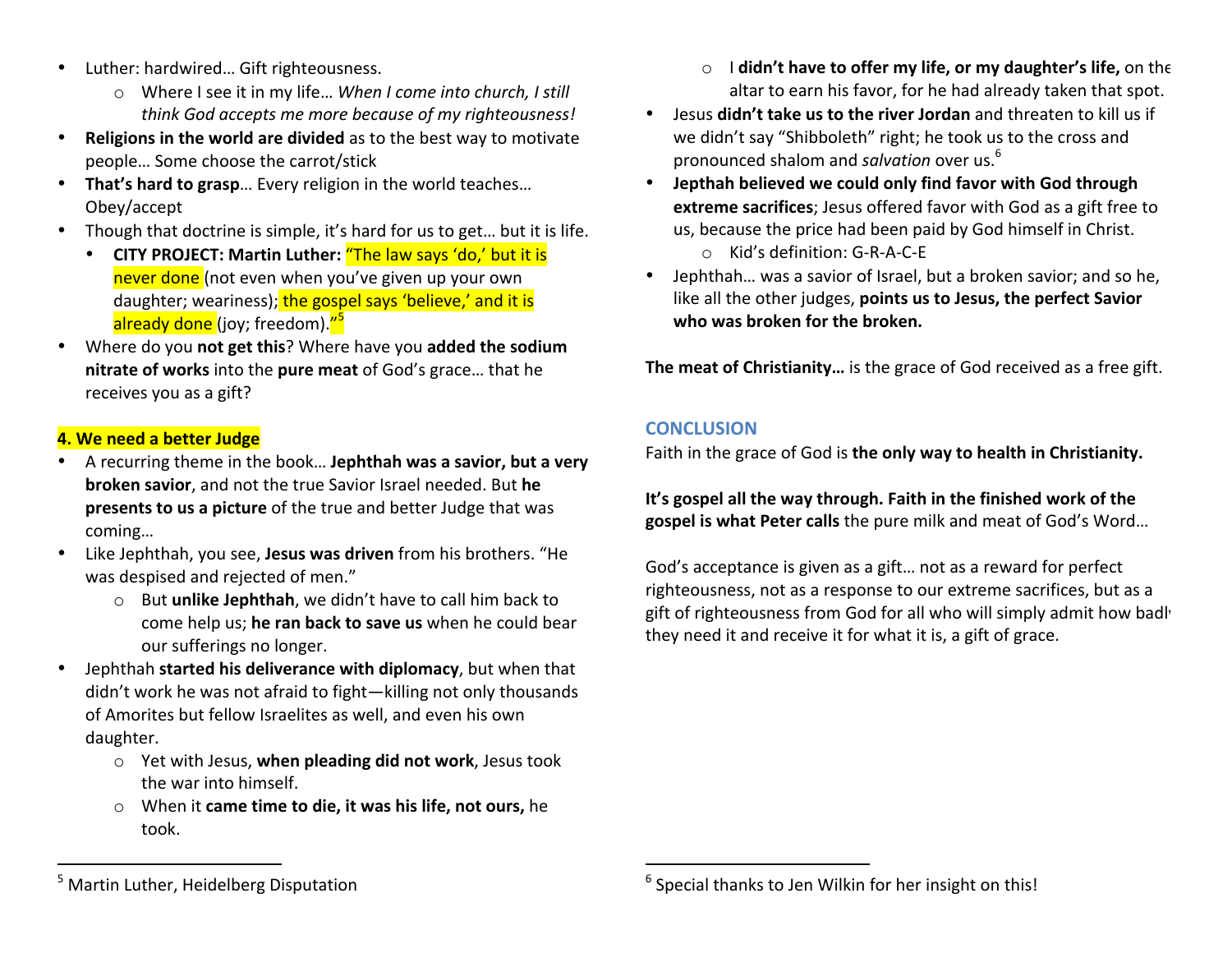- Luther: hardwired… Gift righteousness.
    - Where I see it in my life… *When I come into church, I still think God accepts me more because of my righteousness!*
- **Religions in the world are divided** as to the best way to motivate people… Some choose the carrot/stick
- **That's hard to grasp**… Every religion in the world teaches… Obey/accept
- Though that doctrine is simple, it's hard for us to get… but it is life.
    - **CITY PROJECT: Martin Luther:** "The law says 'do,' but it is never done (not even when you've given up your own daughter; weariness); the gospel says 'believe,' and it is already done (joy; freedom)."[5]
- Where do you **not get this**? Where have you **added the sodium nitrate of works** into the **pure meat** of God's grace… that he receives you as a gift?

**4. We need a better Judge**

- A recurring theme in the book… **Jephthah was a savior, but a very broken savior**, and not the true Savior Israel needed. But **he presents to us a picture** of the true and better Judge that was coming…
- Like Jephthah, you see, **Jesus was driven** from his brothers. "He was despised and rejected of men."
    - But **unlike Jephthah**, we didn't have to call him back to come help us; **he ran back to save us** when he could bear our sufferings no longer.
- Jephthah **started his deliverance with diplomacy**, but when that didn't work he was not afraid to fight—killing not only thousands of Amorites but fellow Israelites as well, and even his own daughter.
    - Yet with Jesus, **when pleading did not work**, Jesus took the war into himself.
    - When it **came time to die, it was his life, not ours,** he took.
    - I **didn't have to offer my life, or my daughter's life,** on the altar to earn his favor, for he had already taken that spot.
- Jesus **didn't take us to the river Jordan** and threaten to kill us if we didn't say "Shibboleth" right; he took us to the cross and pronounced shalom and *salvation* over us.[6]
- **Jepthah believed we could only find favor with God through extreme sacrifices**; Jesus offered favor with God as a gift free to us, because the price had been paid by God himself in Christ.
    - Kid's definition: G-R-A-C-E
- Jephthah… was a savior of Israel, but a broken savior; and so he, like all the other judges, **points us to Jesus, the perfect Savior who was broken for the broken.**

**The meat of Christianity…** is the grace of God received as a free gift.

## CONCLUSION

Faith in the grace of God is **the only way to health in Christianity.**

**It's gospel all the way through. Faith in the finished work of the gospel is what Peter calls** the pure milk and meat of God's Word…

God's acceptance is given as a gift… not as a reward for perfect righteousness, not as a response to our extreme sacrifices, but as a gift of righteousness from God for all who will simply admit how badly they need it and receive it for what it is, a gift of grace.

---

[5] Martin Luther, Heidelberg Disputation

[6] Special thanks to Jen Wilkin for her insight on this!